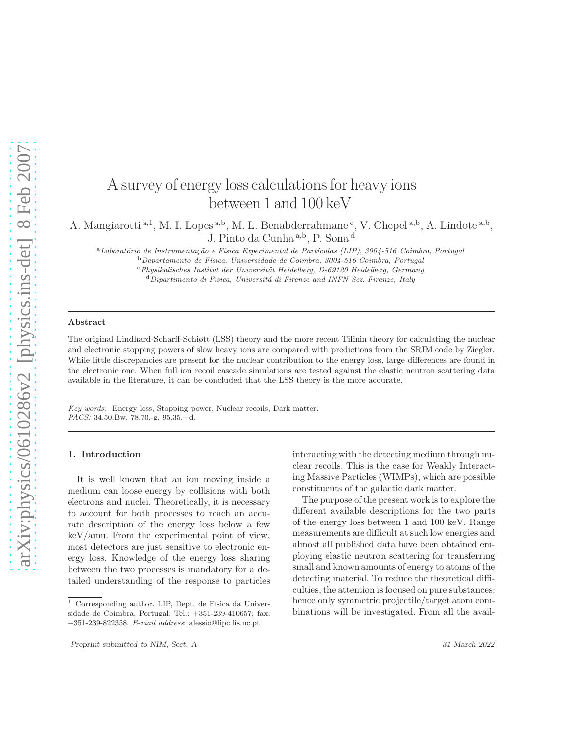# A survey of energy loss calculations for heavy ions between 1 and 100 keV

A. Mangiarotti [a,1], M. I. Lopes [a,b], M. L. Benabderrahmane [c], V. Chepel [a,b], A. Lindote [a,b], J. Pinto da Cunha [a,b], P. Sona [d]

[a] *Laboratório de Instrumentação e Física Experimental de Partículas (LIP), 3004-516 Coimbra, Portugal*
[b] *Departamento de Física, Universidade de Coimbra, 3004-516 Coimbra, Portugal*
[c] *Physikalisches Institut der Universität Heidelberg, D-69120 Heidelberg, Germany*
[d] *Dipartimento di Fisica, Universitá di Firenze and INFN Sez. Firenze, Italy*

## Abstract

The original Lindhard-Scharff-Schiøtt (LSS) theory and the more recent Tilinin theory for calculating the nuclear and electronic stopping powers of slow heavy ions are compared with predictions from the SRIM code by Ziegler. While little discrepancies are present for the nuclear contribution to the energy loss, large differences are found in the electronic one. When full ion recoil cascade simulations are tested against the elastic neutron scattering data available in the literature, it can be concluded that the LSS theory is the more accurate.

*Key words:* Energy loss, Stopping power, Nuclear recoils, Dark matter.
*PACS:* 34.50.Bw, 78.70.-g, 95.35.+d.

## 1. Introduction

It is well known that an ion moving inside a medium can loose energy by collisions with both electrons and nuclei. Theoretically, it is necessary to account for both processes to reach an accurate description of the energy loss below a few keV/amu. From the experimental point of view, most detectors are just sensitive to electronic energy loss. Knowledge of the energy loss sharing between the two processes is mandatory for a detailed understanding of the response to particles interacting with the detecting medium through nuclear recoils. This is the case for Weakly Interacting Massive Particles (WIMPs), which are possible constituents of the galactic dark matter.

The purpose of the present work is to explore the different available descriptions for the two parts of the energy loss between 1 and 100 keV. Range measurements are difficult at such low energies and almost all published data have been obtained employing elastic neutron scattering for transferring small and known amounts of energy to atoms of the detecting material. To reduce the theoretical difficulties, the attention is focused on pure substances: hence only symmetric projectile/target atom combinations will be investigated. From all the avail-

[1] Corresponding author. LIP, Dept. de Física da Universidade de Coimbra, Portugal. Tel.: +351-239-410657; fax: +351-239-822358. *E-mail address*: alessio@lipc.fis.uc.pt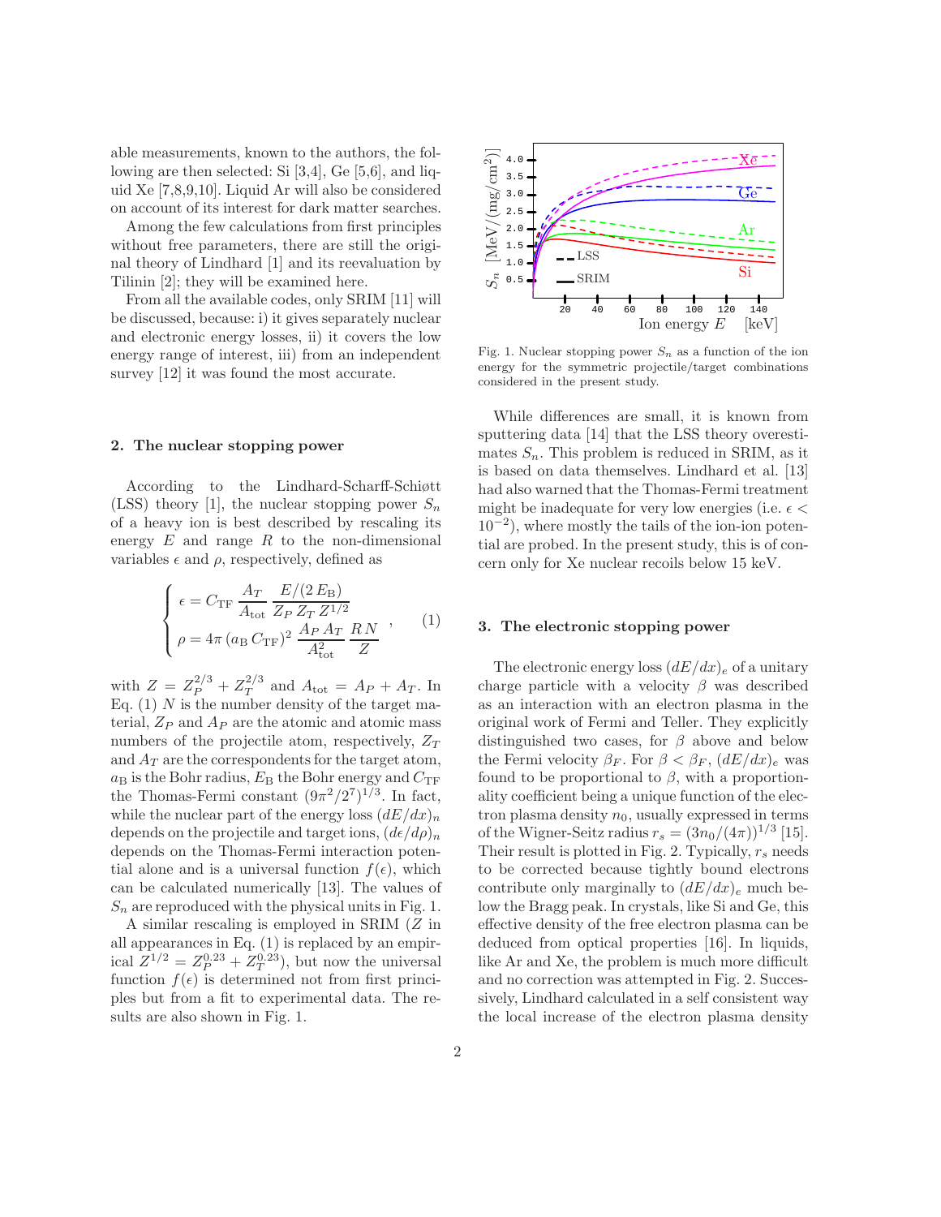able measurements, known to the authors, the following are then selected: Si [3,4], Ge [5,6], and liquid Xe [7,8,9,10]. Liquid Ar will also be considered on account of its interest for dark matter searches.

Among the few calculations from first principles without free parameters, there are still the original theory of Lindhard [1] and its reevaluation by Tilinin [2]; they will be examined here.

From all the available codes, only SRIM [11] will be discussed, because: i) it gives separately nuclear and electronic energy losses, ii) it covers the low energy range of interest, iii) from an independent survey [12] it was found the most accurate.

## 2. The nuclear stopping power

According to the Lindhard-Scharff-Schiøtt (LSS) theory [1], the nuclear stopping power $S_n$ of a heavy ion is best described by rescaling its energy $E$ and range $R$ to the non-dimensional variables $\epsilon$ and $\rho$, respectively, defined as

$$\begin{cases} \epsilon = C_{\rm TF}\, \dfrac{A_T}{A_{\rm tot}}\, \dfrac{E/(2\,E_{\rm B})}{Z_P\, Z_T\, Z^{1/2}} \\ \rho = 4\pi\,(a_{\rm B}\, C_{\rm TF})^2\, \dfrac{A_P\, A_T}{A_{\rm tot}^2}\, \dfrac{R\, N}{Z} \end{cases}, \qquad (1)$$

with $Z = Z_P^{2/3} + Z_T^{2/3}$ and $A_{\rm tot} = A_P + A_T$. In Eq. (1) $N$ is the number density of the target material, $Z_P$ and $A_P$ are the atomic and atomic mass numbers of the projectile atom, respectively, $Z_T$ and $A_T$ are the correspondents for the target atom, $a_{\rm B}$ is the Bohr radius, $E_{\rm B}$ the Bohr energy and $C_{\rm TF}$ the Thomas-Fermi constant $(9\pi^2/2^7)^{1/3}$. In fact, while the nuclear part of the energy loss $(dE/dx)_n$ depends on the projectile and target ions, $(d\epsilon/d\rho)_n$ depends on the Thomas-Fermi interaction potential alone and is a universal function $f(\epsilon)$, which can be calculated numerically [13]. The values of $S_n$ are reproduced with the physical units in Fig. 1.

A similar rescaling is employed in SRIM ($Z$ in all appearances in Eq. (1) is replaced by an empirical $Z^{1/2} = Z_P^{0.23} + Z_T^{0.23}$), but now the universal function $f(\epsilon)$ is determined not from first principles but from a fit to experimental data. The results are also shown in Fig. 1.

Fig. 1. Nuclear stopping power $S_n$ as a function of the ion energy for the symmetric projectile/target combinations considered in the present study.

While differences are small, it is known from sputtering data [14] that the LSS theory overestimates $S_n$. This problem is reduced in SRIM, as it is based on data themselves. Lindhard et al. [13] had also warned that the Thomas-Fermi treatment might be inadequate for very low energies (i.e. $\epsilon < 10^{-2}$), where mostly the tails of the ion-ion potential are probed. In the present study, this is of concern only for Xe nuclear recoils below 15 keV.

## 3. The electronic stopping power

The electronic energy loss $(dE/dx)_e$ of a unitary charge particle with a velocity $\beta$ was described as an interaction with an electron plasma in the original work of Fermi and Teller. They explicitly distinguished two cases, for $\beta$ above and below the Fermi velocity $\beta_F$. For $\beta < \beta_F$, $(dE/dx)_e$ was found to be proportional to $\beta$, with a proportionality coefficient being a unique function of the electron plasma density $n_0$, usually expressed in terms of the Wigner-Seitz radius $r_s = (3n_0/(4\pi))^{1/3}$ [15]. Their result is plotted in Fig. 2. Typically, $r_s$ needs to be corrected because tightly bound electrons contribute only marginally to $(dE/dx)_e$ much below the Bragg peak. In crystals, like Si and Ge, this effective density of the free electron plasma can be deduced from optical properties [16]. In liquids, like Ar and Xe, the problem is much more difficult and no correction was attempted in Fig. 2. Successively, Lindhard calculated in a self consistent way the local increase of the electron plasma density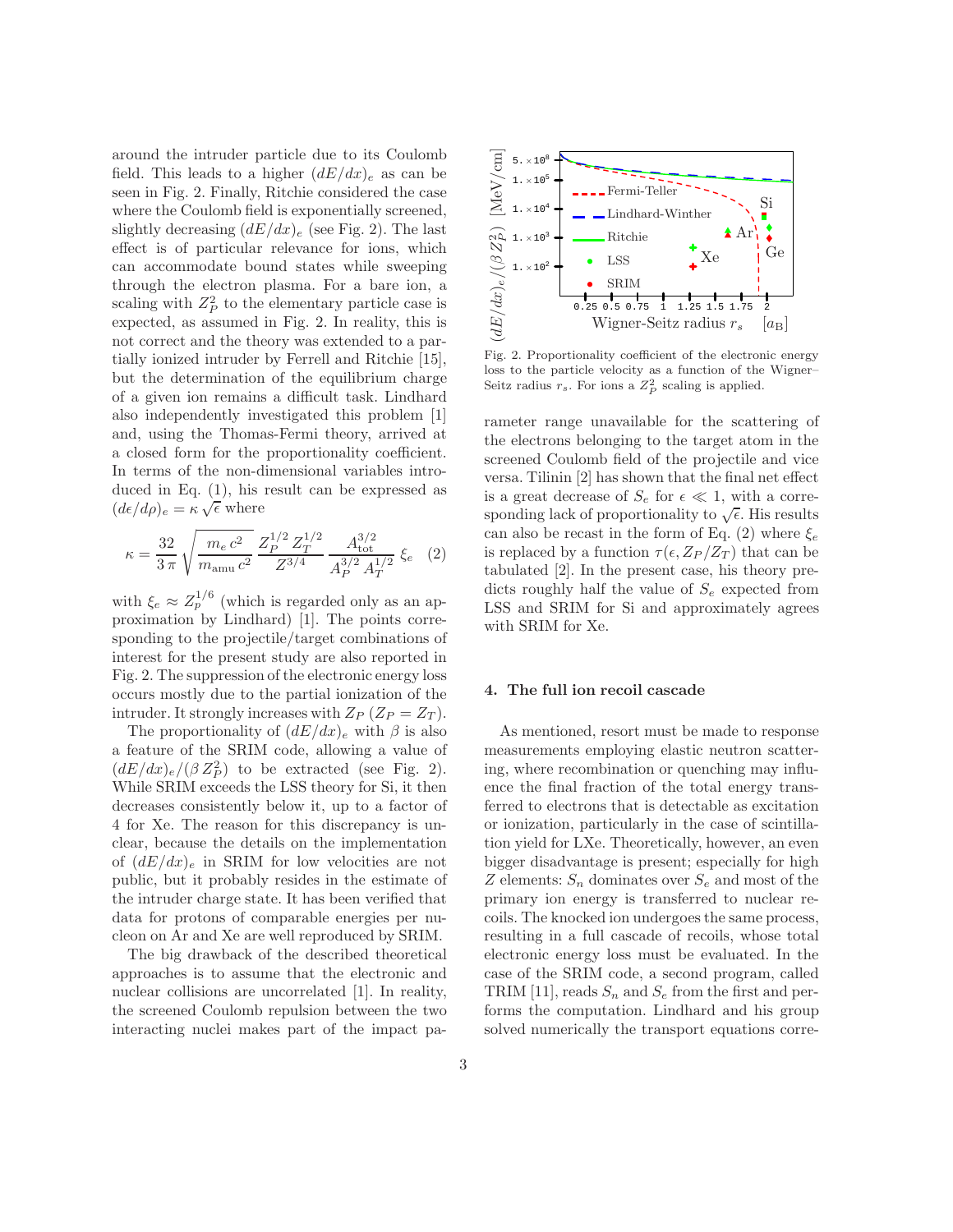around the intruder particle due to its Coulomb field. This leads to a higher $(dE/dx)_e$ as can be seen in Fig. 2. Finally, Ritchie considered the case where the Coulomb field is exponentially screened, slightly decreasing $(dE/dx)_e$ (see Fig. 2). The last effect is of particular relevance for ions, which can accommodate bound states while sweeping through the electron plasma. For a bare ion, a scaling with $Z_P^2$ to the elementary particle case is expected, as assumed in Fig. 2. In reality, this is not correct and the theory was extended to a partially ionized intruder by Ferrell and Ritchie [15], but the determination of the equilibrium charge of a given ion remains a difficult task. Lindhard also independently investigated this problem [1] and, using the Thomas-Fermi theory, arrived at a closed form for the proportionality coefficient. In terms of the non-dimensional variables introduced in Eq. (1), his result can be expressed as $(d\epsilon/d\rho)_e = \kappa\sqrt{\epsilon}$ where

$$\kappa = \frac{32}{3\pi}\sqrt{\frac{m_e\,c^2}{m_{\rm amu}\,c^2}}\,\frac{Z_P^{1/2}\,Z_T^{1/2}}{Z^{3/4}}\,\frac{A_{\rm tot}^{3/2}}{A_P^{3/2}\,A_T^{1/2}}\,\xi_e \quad (2)$$

with $\xi_e \approx Z_p^{1/6}$ (which is regarded only as an approximation by Lindhard) [1]. The points corresponding to the projectile/target combinations of interest for the present study are also reported in Fig. 2. The suppression of the electronic energy loss occurs mostly due to the partial ionization of the intruder. It strongly increases with $Z_P$ ($Z_P = Z_T$).

The proportionality of $(dE/dx)_e$ with $\beta$ is also a feature of the SRIM code, allowing a value of $(dE/dx)_e/(\beta\,Z_P^2)$ to be extracted (see Fig. 2). While SRIM exceeds the LSS theory for Si, it then decreases consistently below it, up to a factor of 4 for Xe. The reason for this discrepancy is unclear, because the details on the implementation of $(dE/dx)_e$ in SRIM for low velocities are not public, but it probably resides in the estimate of the intruder charge state. It has been verified that data for protons of comparable energies per nucleon on Ar and Xe are well reproduced by SRIM.

The big drawback of the described theoretical approaches is to assume that the electronic and nuclear collisions are uncorrelated [1]. In reality, the screened Coulomb repulsion between the two interacting nuclei makes part of the impact parameter range unavailable for the scattering of the electrons belonging to the target atom in the screened Coulomb field of the projectile and vice versa. Tilinin [2] has shown that the final net effect is a great decrease of $S_e$ for $\epsilon \ll 1$, with a corresponding lack of proportionality to $\sqrt{\epsilon}$. His results can also be recast in the form of Eq. (2) where $\xi_e$ is replaced by a function $\tau(\epsilon, Z_P/Z_T)$ that can be tabulated [2]. In the present case, his theory predicts roughly half the value of $S_e$ expected from LSS and SRIM for Si and approximately agrees with SRIM for Xe.

Fig. 2. Proportionality coefficient of the electronic energy loss to the particle velocity as a function of the Wigner–Seitz radius $r_s$. For ions a $Z_P^2$ scaling is applied.

## 4. The full ion recoil cascade

As mentioned, resort must be made to response measurements employing elastic neutron scattering, where recombination or quenching may influence the final fraction of the total energy transferred to electrons that is detectable as excitation or ionization, particularly in the case of scintillation yield for LXe. Theoretically, however, an even bigger disadvantage is present; especially for high $Z$ elements: $S_n$ dominates over $S_e$ and most of the primary ion energy is transferred to nuclear recoils. The knocked ion undergoes the same process, resulting in a full cascade of recoils, whose total electronic energy loss must be evaluated. In the case of the SRIM code, a second program, called TRIM [11], reads $S_n$ and $S_e$ from the first and performs the computation. Lindhard and his group solved numerically the transport equations corre-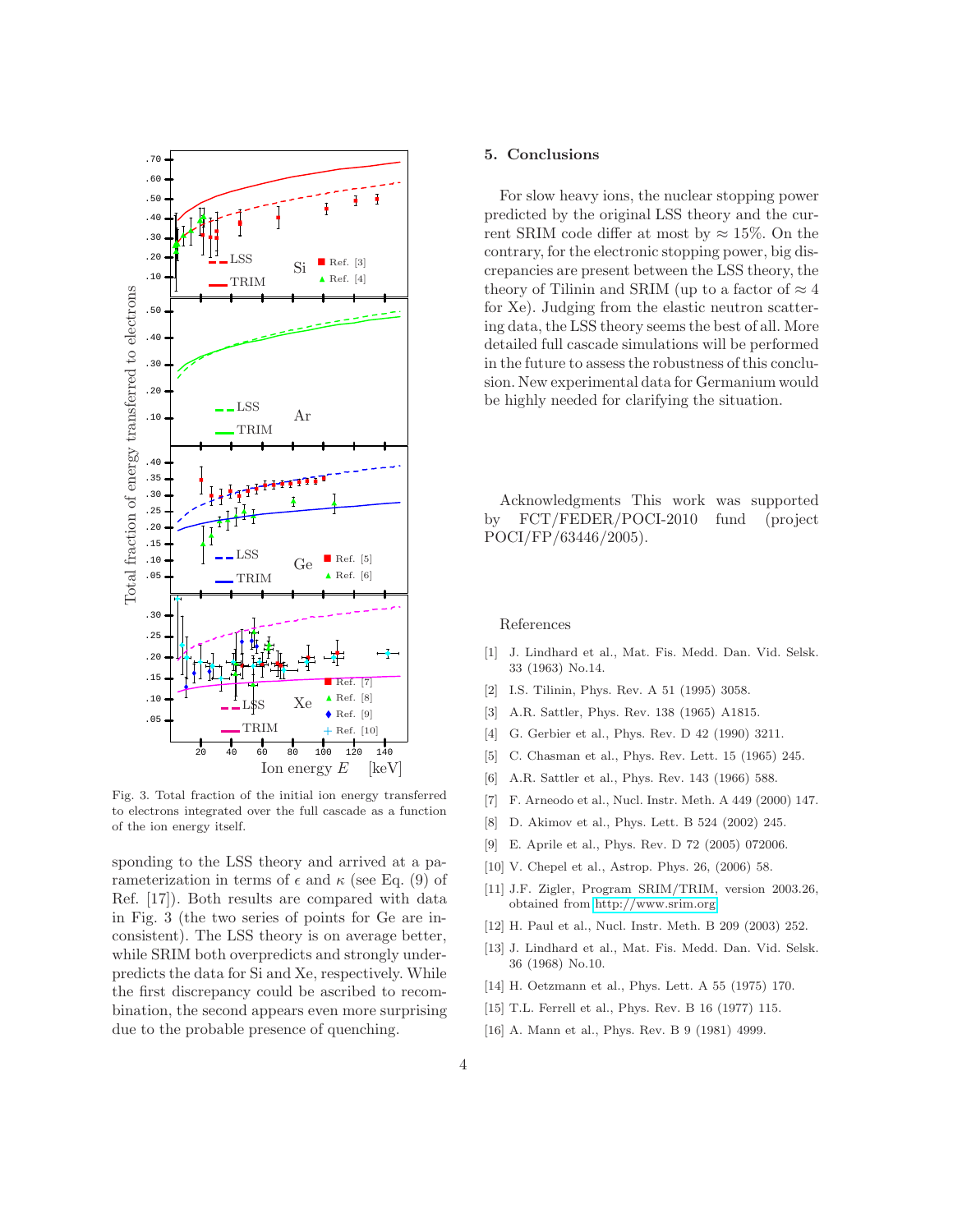Fig. 3. Total fraction of the initial ion energy transferred to electrons integrated over the full cascade as a function of the ion energy itself.

sponding to the LSS theory and arrived at a parameterization in terms of $\epsilon$ and $\kappa$ (see Eq. (9) of Ref. [17]). Both results are compared with data in Fig. 3 (the two series of points for Ge are inconsistent). The LSS theory is on average better, while SRIM both overpredicts and strongly underpredicts the data for Si and Xe, respectively. While the first discrepancy could be ascribed to recombination, the second appears even more surprising due to the probable presence of quenching.

## 5. Conclusions

For slow heavy ions, the nuclear stopping power predicted by the original LSS theory and the current SRIM code differ at most by $\approx 15\%$. On the contrary, for the electronic stopping power, big discrepancies are present between the LSS theory, the theory of Tilinin and SRIM (up to a factor of $\approx 4$ for Xe). Judging from the elastic neutron scattering data, the LSS theory seems the best of all. More detailed full cascade simulations will be performed in the future to assess the robustness of this conclusion. New experimental data for Germanium would be highly needed for clarifying the situation.

Acknowledgments This work was supported by FCT/FEDER/POCI-2010 fund (project POCI/FP/63446/2005).

## References

[1] J. Lindhard et al., Mat. Fis. Medd. Dan. Vid. Selsk. 33 (1963) No.14.

[2] I.S. Tilinin, Phys. Rev. A 51 (1995) 3058.

[3] A.R. Sattler, Phys. Rev. 138 (1965) A1815.

[4] G. Gerbier et al., Phys. Rev. D 42 (1990) 3211.

[5] C. Chasman et al., Phys. Rev. Lett. 15 (1965) 245.

[6] A.R. Sattler et al., Phys. Rev. 143 (1966) 588.

[7] F. Arneodo et al., Nucl. Instr. Meth. A 449 (2000) 147.

[8] D. Akimov et al., Phys. Lett. B 524 (2002) 245.

[9] E. Aprile et al., Phys. Rev. D 72 (2005) 072006.

[10] V. Chepel et al., Astrop. Phys. 26, (2006) 58.

[11] J.F. Zigler, Program SRIM/TRIM, version 2003.26, obtained from http://www.srim.org

[12] H. Paul et al., Nucl. Instr. Meth. B 209 (2003) 252.

[13] J. Lindhard et al., Mat. Fis. Medd. Dan. Vid. Selsk. 36 (1968) No.10.

[14] H. Oetzmann et al., Phys. Lett. A 55 (1975) 170.

[15] T.L. Ferrell et al., Phys. Rev. B 16 (1977) 115.

[16] A. Mann et al., Phys. Rev. B 9 (1981) 4999.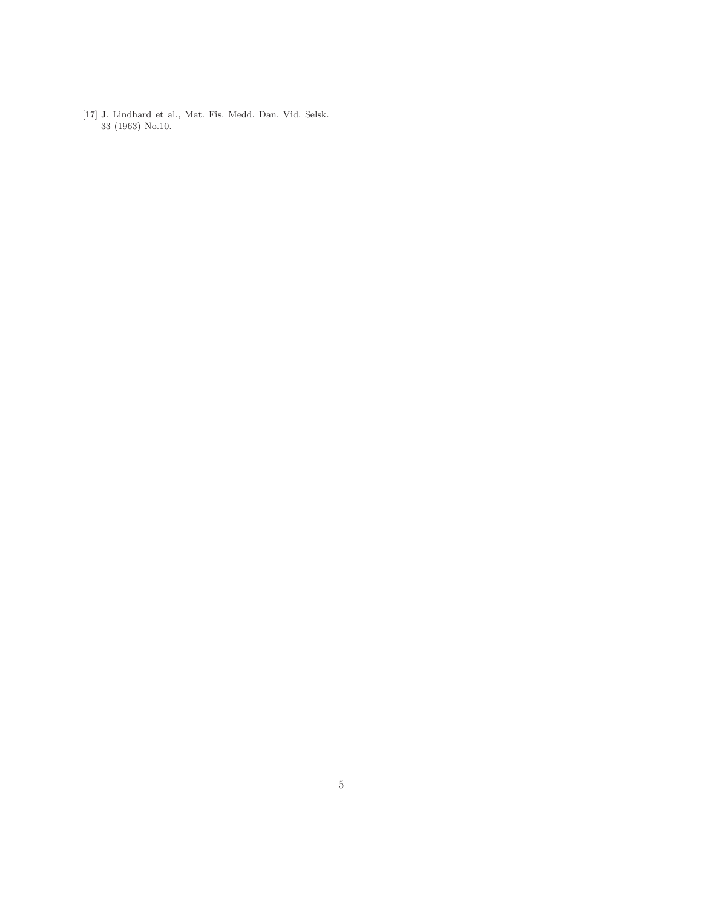[17] J. Lindhard et al., Mat. Fis. Medd. Dan. Vid. Selsk. 33 (1963) No.10.